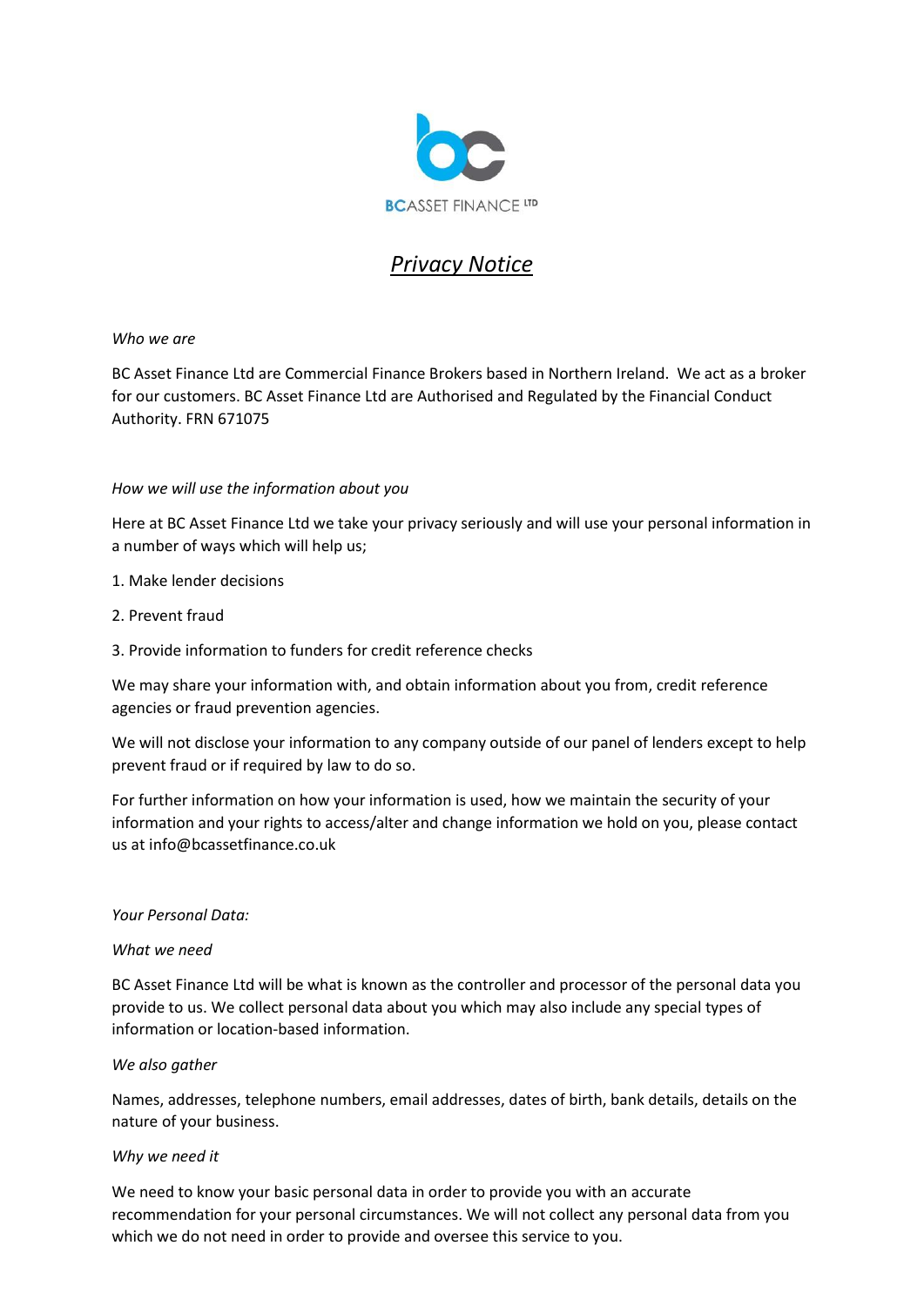BCASSET FINANCE LTD

# *Privacy Notice*

*Who we are*

BC Asset Finance Ltd are Commercial Finance Brokers based in Northern Ireland. We act as a broker for our customers. BC Asset Finance Ltd are Authorised and Regulated by the Financial Conduct Authority. FRN 671075

*How we will use the information about you*

Here at BC Asset Finance Ltd we take your privacy seriously and will use your personal information in a number of ways which will help us;

1. Make lender decisions
2. Prevent fraud
3. Provide information to funders for credit reference checks

We may share your information with, and obtain information about you from, credit reference agencies or fraud prevention agencies.

We will not disclose your information to any company outside of our panel of lenders except to help prevent fraud or if required by law to do so.

For further information on how your information is used, how we maintain the security of your information and your rights to access/alter and change information we hold on you, please contact us at info@bcassetfinance.co.uk

*Your Personal Data:*

*What we need*

BC Asset Finance Ltd will be what is known as the controller and processor of the personal data you provide to us. We collect personal data about you which may also include any special types of information or location-based information.

*We also gather*

Names, addresses, telephone numbers, email addresses, dates of birth, bank details, details on the nature of your business.

*Why we need it*

We need to know your basic personal data in order to provide you with an accurate recommendation for your personal circumstances. We will not collect any personal data from you which we do not need in order to provide and oversee this service to you.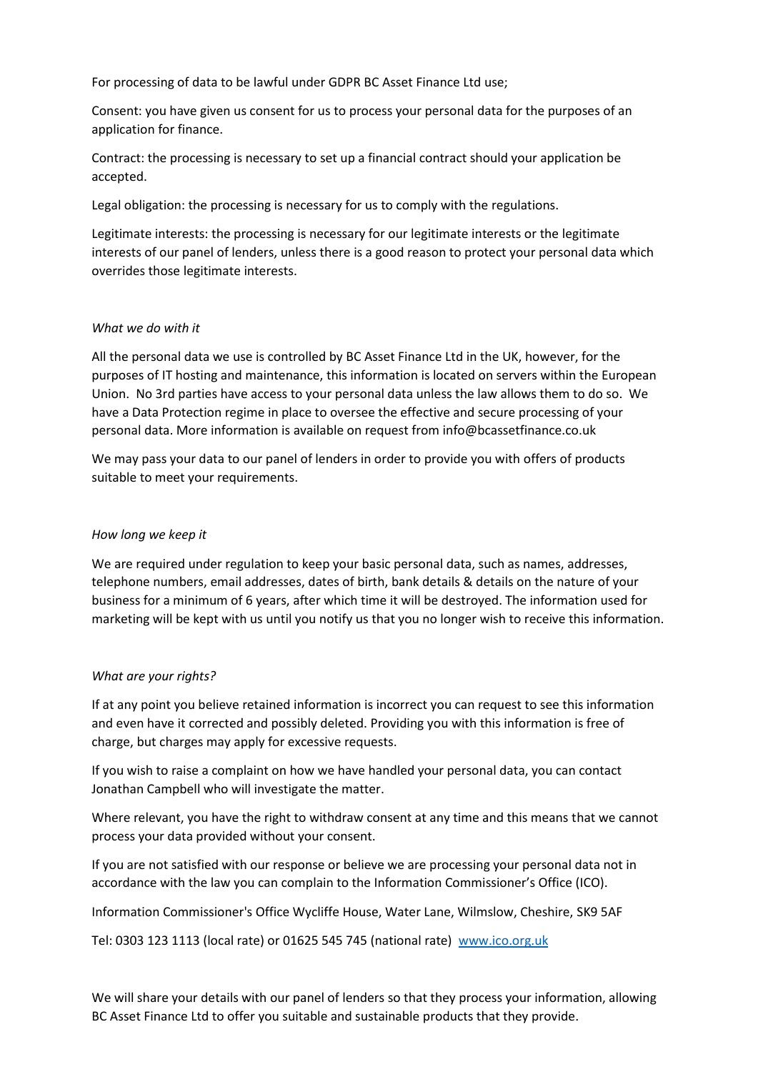For processing of data to be lawful under GDPR BC Asset Finance Ltd use;

Consent: you have given us consent for us to process your personal data for the purposes of an application for finance.

Contract: the processing is necessary to set up a financial contract should your application be accepted.

Legal obligation: the processing is necessary for us to comply with the regulations.

Legitimate interests: the processing is necessary for our legitimate interests or the legitimate interests of our panel of lenders, unless there is a good reason to protect your personal data which overrides those legitimate interests.

*What we do with it*

All the personal data we use is controlled by BC Asset Finance Ltd in the UK, however, for the purposes of IT hosting and maintenance, this information is located on servers within the European Union. No 3rd parties have access to your personal data unless the law allows them to do so. We have a Data Protection regime in place to oversee the effective and secure processing of your personal data. More information is available on request from info@bcassetfinance.co.uk

We may pass your data to our panel of lenders in order to provide you with offers of products suitable to meet your requirements.

*How long we keep it*

We are required under regulation to keep your basic personal data, such as names, addresses, telephone numbers, email addresses, dates of birth, bank details & details on the nature of your business for a minimum of 6 years, after which time it will be destroyed. The information used for marketing will be kept with us until you notify us that you no longer wish to receive this information.

*What are your rights?*

If at any point you believe retained information is incorrect you can request to see this information and even have it corrected and possibly deleted. Providing you with this information is free of charge, but charges may apply for excessive requests.

If you wish to raise a complaint on how we have handled your personal data, you can contact Jonathan Campbell who will investigate the matter.

Where relevant, you have the right to withdraw consent at any time and this means that we cannot process your data provided without your consent.

If you are not satisfied with our response or believe we are processing your personal data not in accordance with the law you can complain to the Information Commissioner's Office (ICO).

Information Commissioner's Office Wycliffe House, Water Lane, Wilmslow, Cheshire, SK9 5AF

Tel: 0303 123 1113 (local rate) or 01625 545 745 (national rate) [www.ico.org.uk](www.ico.org.uk)

We will share your details with our panel of lenders so that they process your information, allowing BC Asset Finance Ltd to offer you suitable and sustainable products that they provide.